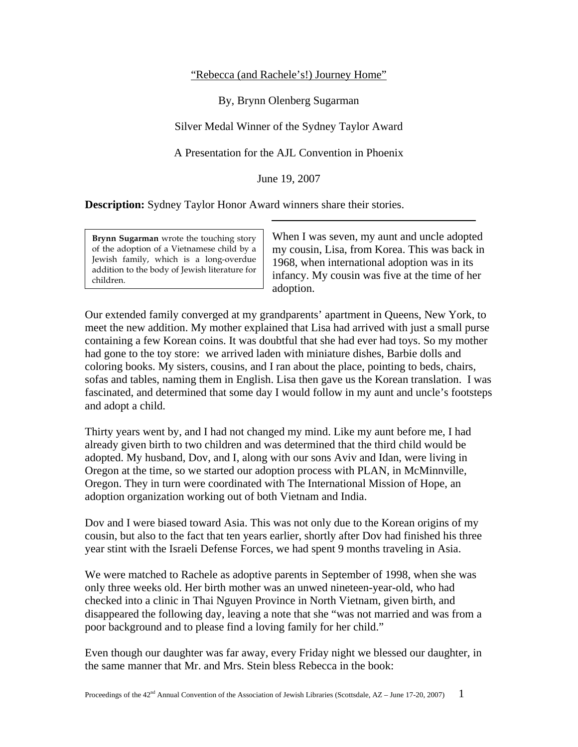"Rebecca (and Rachele's!) Journey Home"

By, Brynn Olenberg Sugarman

Silver Medal Winner of the Sydney Taylor Award

A Presentation for the AJL Convention in Phoenix

June 19, 2007

**Description:** Sydney Taylor Honor Award winners share their stories.

---

**Brynn Sugarman** wrote the touching story of the adoption of a Vietnamese child by a Jewish family, which is a long-overdue addition to the body of Jewish literature for children.

When I was seven, my aunt and uncle adopted my cousin, Lisa, from Korea. This was back in 1968, when international adoption was in its infancy. My cousin was five at the time of her adoption.

Our extended family converged at my grandparents' apartment in Queens, New York, to meet the new addition. My mother explained that Lisa had arrived with just a small purse containing a few Korean coins. It was doubtful that she had ever had toys. So my mother had gone to the toy store: we arrived laden with miniature dishes, Barbie dolls and coloring books. My sisters, cousins, and I ran about the place, pointing to beds, chairs, sofas and tables, naming them in English. Lisa then gave us the Korean translation. I was fascinated, and determined that some day I would follow in my aunt and uncle's footsteps and adopt a child.

Thirty years went by, and I had not changed my mind. Like my aunt before me, I had already given birth to two children and was determined that the third child would be adopted. My husband, Dov, and I, along with our sons Aviv and Idan, were living in Oregon at the time, so we started our adoption process with PLAN, in McMinnville, Oregon. They in turn were coordinated with The International Mission of Hope, an adoption organization working out of both Vietnam and India.

Dov and I were biased toward Asia. This was not only due to the Korean origins of my cousin, but also to the fact that ten years earlier, shortly after Dov had finished his three year stint with the Israeli Defense Forces, we had spent 9 months traveling in Asia.

We were matched to Rachele as adoptive parents in September of 1998, when she was only three weeks old. Her birth mother was an unwed nineteen-year-old, who had checked into a clinic in Thai Nguyen Province in North Vietnam, given birth, and disappeared the following day, leaving a note that she "was not married and was from a poor background and to please find a loving family for her child."

Even though our daughter was far away, every Friday night we blessed our daughter, in the same manner that Mr. and Mrs. Stein bless Rebecca in the book: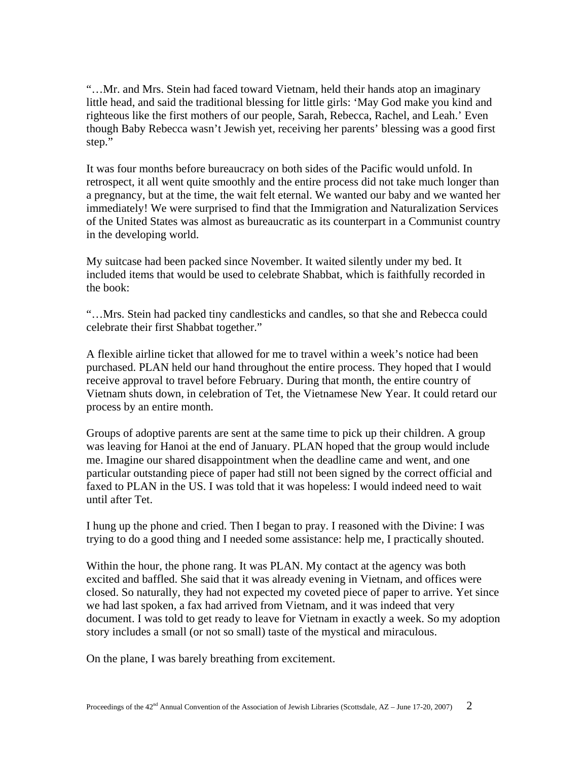"…Mr. and Mrs. Stein had faced toward Vietnam, held their hands atop an imaginary little head, and said the traditional blessing for little girls: 'May God make you kind and righteous like the first mothers of our people, Sarah, Rebecca, Rachel, and Leah.' Even though Baby Rebecca wasn't Jewish yet, receiving her parents' blessing was a good first step."

It was four months before bureaucracy on both sides of the Pacific would unfold. In retrospect, it all went quite smoothly and the entire process did not take much longer than a pregnancy, but at the time, the wait felt eternal. We wanted our baby and we wanted her immediately! We were surprised to find that the Immigration and Naturalization Services of the United States was almost as bureaucratic as its counterpart in a Communist country in the developing world.

My suitcase had been packed since November. It waited silently under my bed. It included items that would be used to celebrate Shabbat, which is faithfully recorded in the book:

"…Mrs. Stein had packed tiny candlesticks and candles, so that she and Rebecca could celebrate their first Shabbat together."

A flexible airline ticket that allowed for me to travel within a week's notice had been purchased. PLAN held our hand throughout the entire process. They hoped that I would receive approval to travel before February. During that month, the entire country of Vietnam shuts down, in celebration of Tet, the Vietnamese New Year. It could retard our process by an entire month.

Groups of adoptive parents are sent at the same time to pick up their children. A group was leaving for Hanoi at the end of January. PLAN hoped that the group would include me. Imagine our shared disappointment when the deadline came and went, and one particular outstanding piece of paper had still not been signed by the correct official and faxed to PLAN in the US. I was told that it was hopeless: I would indeed need to wait until after Tet.

I hung up the phone and cried. Then I began to pray. I reasoned with the Divine: I was trying to do a good thing and I needed some assistance: help me, I practically shouted.

Within the hour, the phone rang. It was PLAN. My contact at the agency was both excited and baffled. She said that it was already evening in Vietnam, and offices were closed. So naturally, they had not expected my coveted piece of paper to arrive. Yet since we had last spoken, a fax had arrived from Vietnam, and it was indeed that very document. I was told to get ready to leave for Vietnam in exactly a week. So my adoption story includes a small (or not so small) taste of the mystical and miraculous.

On the plane, I was barely breathing from excitement.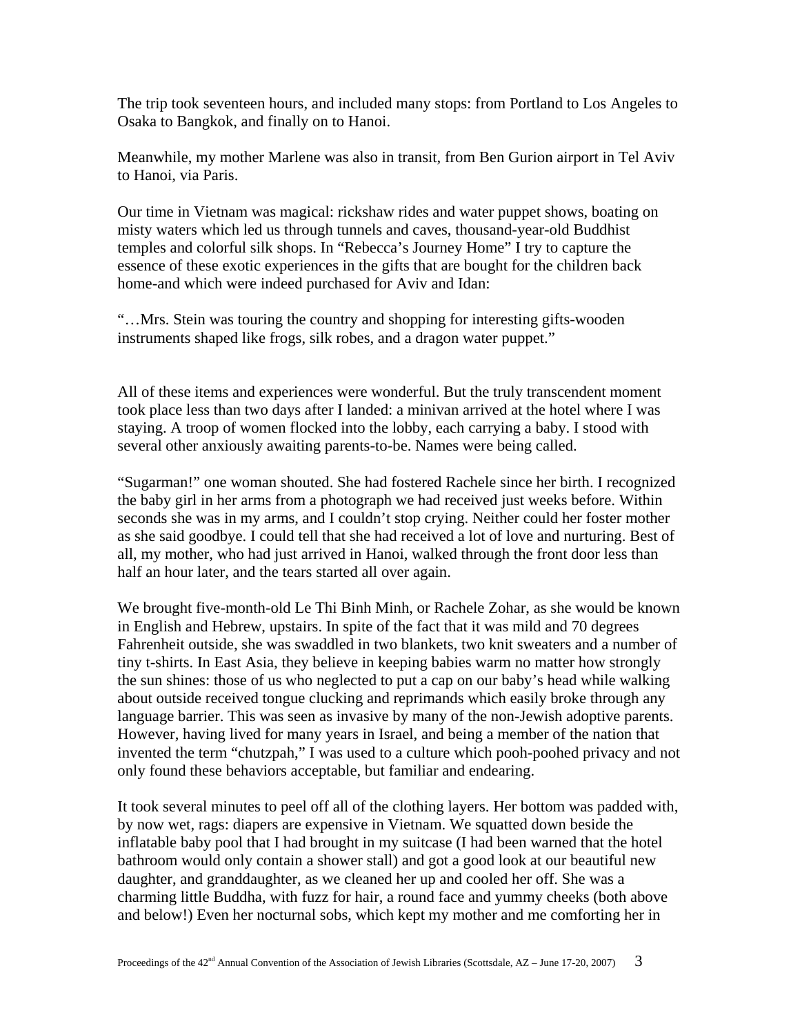The trip took seventeen hours, and included many stops: from Portland to Los Angeles to Osaka to Bangkok, and finally on to Hanoi.

Meanwhile, my mother Marlene was also in transit, from Ben Gurion airport in Tel Aviv to Hanoi, via Paris.

Our time in Vietnam was magical: rickshaw rides and water puppet shows, boating on misty waters which led us through tunnels and caves, thousand-year-old Buddhist temples and colorful silk shops. In "Rebecca's Journey Home" I try to capture the essence of these exotic experiences in the gifts that are bought for the children back home-and which were indeed purchased for Aviv and Idan:

"…Mrs. Stein was touring the country and shopping for interesting gifts-wooden instruments shaped like frogs, silk robes, and a dragon water puppet."

All of these items and experiences were wonderful. But the truly transcendent moment took place less than two days after I landed: a minivan arrived at the hotel where I was staying. A troop of women flocked into the lobby, each carrying a baby. I stood with several other anxiously awaiting parents-to-be. Names were being called.

"Sugarman!" one woman shouted. She had fostered Rachele since her birth. I recognized the baby girl in her arms from a photograph we had received just weeks before. Within seconds she was in my arms, and I couldn't stop crying. Neither could her foster mother as she said goodbye. I could tell that she had received a lot of love and nurturing. Best of all, my mother, who had just arrived in Hanoi, walked through the front door less than half an hour later, and the tears started all over again.

We brought five-month-old Le Thi Binh Minh, or Rachele Zohar, as she would be known in English and Hebrew, upstairs. In spite of the fact that it was mild and 70 degrees Fahrenheit outside, she was swaddled in two blankets, two knit sweaters and a number of tiny t-shirts. In East Asia, they believe in keeping babies warm no matter how strongly the sun shines: those of us who neglected to put a cap on our baby's head while walking about outside received tongue clucking and reprimands which easily broke through any language barrier. This was seen as invasive by many of the non-Jewish adoptive parents. However, having lived for many years in Israel, and being a member of the nation that invented the term "chutzpah," I was used to a culture which pooh-poohed privacy and not only found these behaviors acceptable, but familiar and endearing.

It took several minutes to peel off all of the clothing layers. Her bottom was padded with, by now wet, rags: diapers are expensive in Vietnam. We squatted down beside the inflatable baby pool that I had brought in my suitcase (I had been warned that the hotel bathroom would only contain a shower stall) and got a good look at our beautiful new daughter, and granddaughter, as we cleaned her up and cooled her off. She was a charming little Buddha, with fuzz for hair, a round face and yummy cheeks (both above and below!) Even her nocturnal sobs, which kept my mother and me comforting her in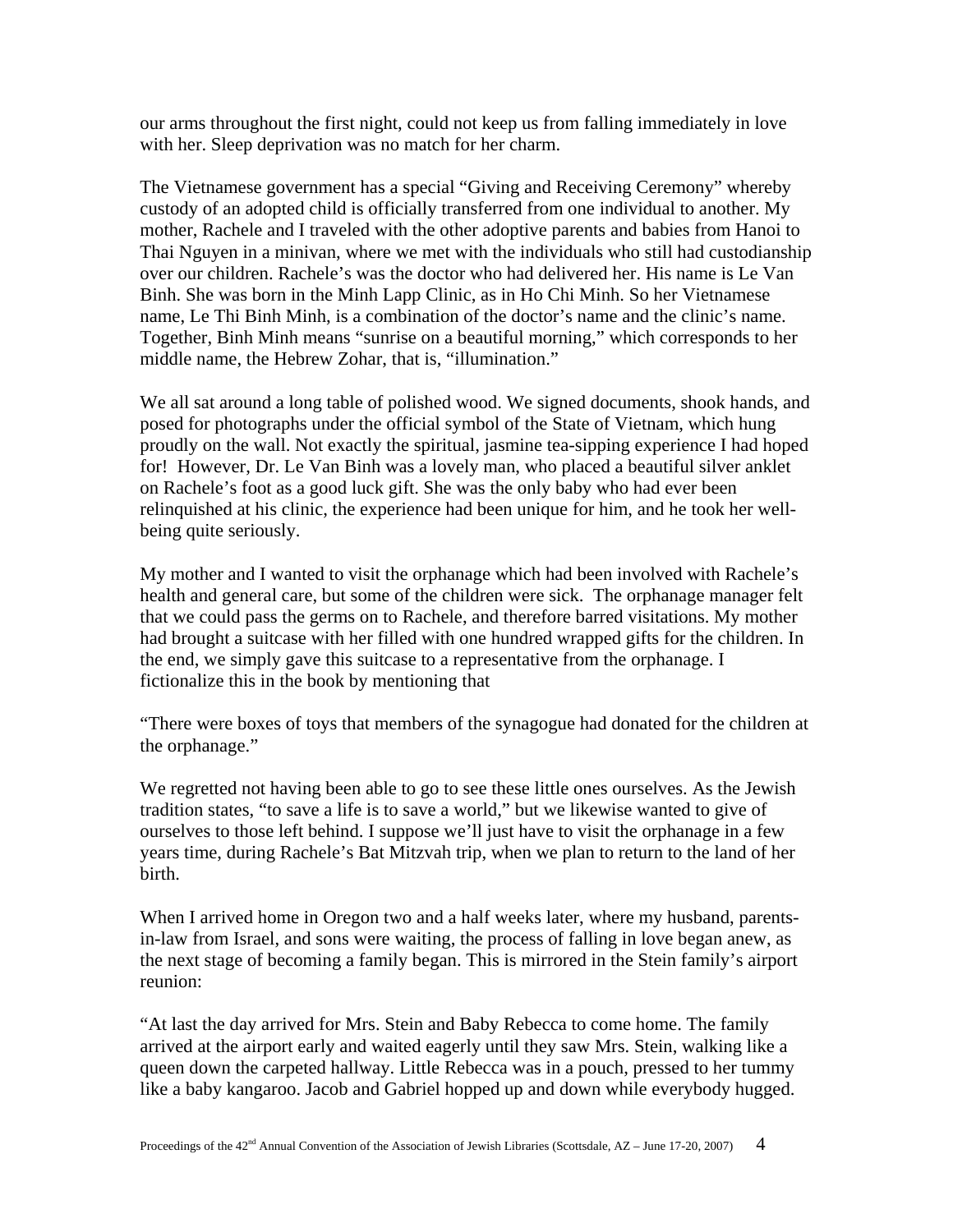our arms throughout the first night, could not keep us from falling immediately in love with her. Sleep deprivation was no match for her charm.

The Vietnamese government has a special "Giving and Receiving Ceremony" whereby custody of an adopted child is officially transferred from one individual to another. My mother, Rachele and I traveled with the other adoptive parents and babies from Hanoi to Thai Nguyen in a minivan, where we met with the individuals who still had custodianship over our children. Rachele's was the doctor who had delivered her. His name is Le Van Binh. She was born in the Minh Lapp Clinic, as in Ho Chi Minh. So her Vietnamese name, Le Thi Binh Minh, is a combination of the doctor's name and the clinic's name. Together, Binh Minh means "sunrise on a beautiful morning," which corresponds to her middle name, the Hebrew Zohar, that is, "illumination."

We all sat around a long table of polished wood. We signed documents, shook hands, and posed for photographs under the official symbol of the State of Vietnam, which hung proudly on the wall. Not exactly the spiritual, jasmine tea-sipping experience I had hoped for! However, Dr. Le Van Binh was a lovely man, who placed a beautiful silver anklet on Rachele's foot as a good luck gift. She was the only baby who had ever been relinquished at his clinic, the experience had been unique for him, and he took her well-being quite seriously.

My mother and I wanted to visit the orphanage which had been involved with Rachele's health and general care, but some of the children were sick. The orphanage manager felt that we could pass the germs on to Rachele, and therefore barred visitations. My mother had brought a suitcase with her filled with one hundred wrapped gifts for the children. In the end, we simply gave this suitcase to a representative from the orphanage. I fictionalize this in the book by mentioning that

"There were boxes of toys that members of the synagogue had donated for the children at the orphanage."

We regretted not having been able to go to see these little ones ourselves. As the Jewish tradition states, "to save a life is to save a world," but we likewise wanted to give of ourselves to those left behind. I suppose we'll just have to visit the orphanage in a few years time, during Rachele's Bat Mitzvah trip, when we plan to return to the land of her birth.

When I arrived home in Oregon two and a half weeks later, where my husband, parents-in-law from Israel, and sons were waiting, the process of falling in love began anew, as the next stage of becoming a family began. This is mirrored in the Stein family's airport reunion:

"At last the day arrived for Mrs. Stein and Baby Rebecca to come home. The family arrived at the airport early and waited eagerly until they saw Mrs. Stein, walking like a queen down the carpeted hallway. Little Rebecca was in a pouch, pressed to her tummy like a baby kangaroo. Jacob and Gabriel hopped up and down while everybody hugged.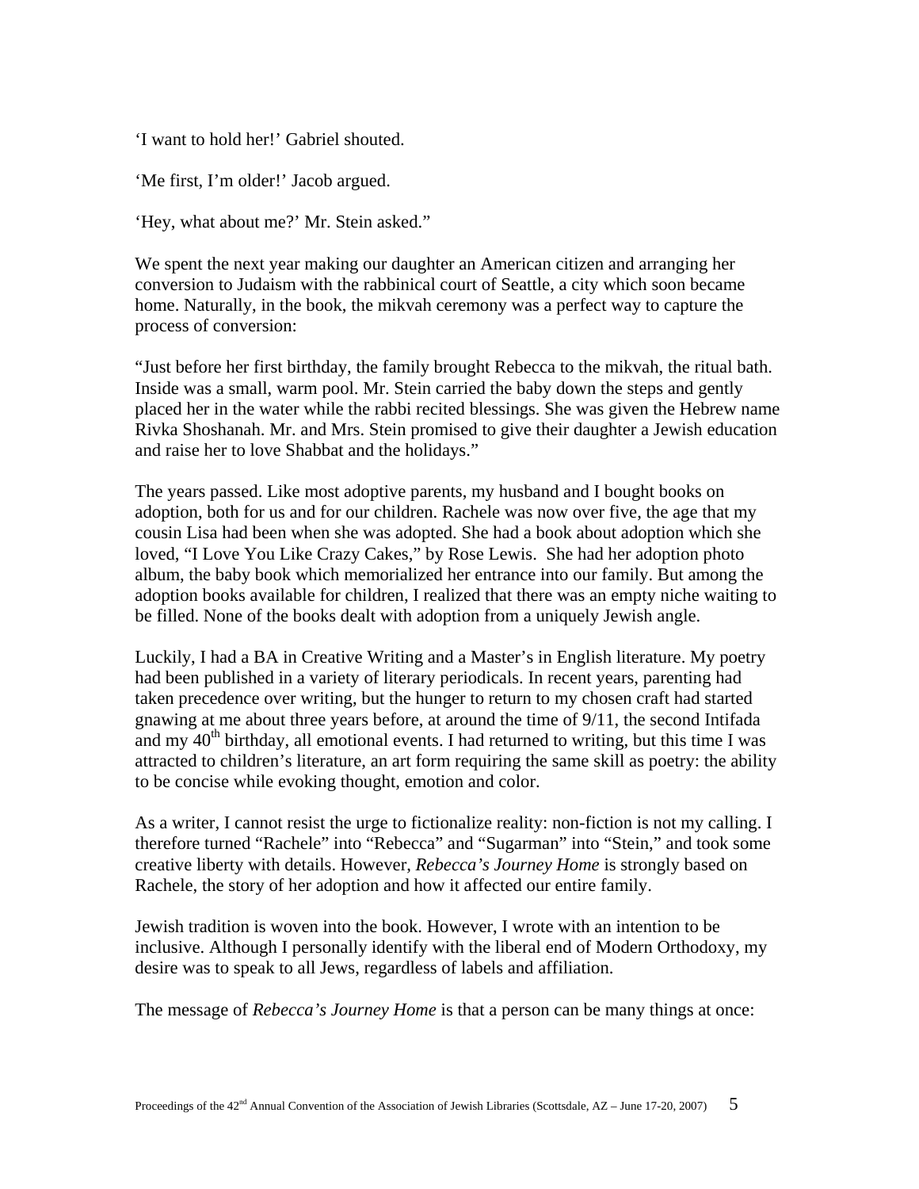'I want to hold her!' Gabriel shouted.

'Me first, I'm older!' Jacob argued.

'Hey, what about me?' Mr. Stein asked."

We spent the next year making our daughter an American citizen and arranging her conversion to Judaism with the rabbinical court of Seattle, a city which soon became home. Naturally, in the book, the mikvah ceremony was a perfect way to capture the process of conversion:

"Just before her first birthday, the family brought Rebecca to the mikvah, the ritual bath. Inside was a small, warm pool. Mr. Stein carried the baby down the steps and gently placed her in the water while the rabbi recited blessings. She was given the Hebrew name Rivka Shoshanah. Mr. and Mrs. Stein promised to give their daughter a Jewish education and raise her to love Shabbat and the holidays."

The years passed. Like most adoptive parents, my husband and I bought books on adoption, both for us and for our children. Rachele was now over five, the age that my cousin Lisa had been when she was adopted. She had a book about adoption which she loved, "I Love You Like Crazy Cakes," by Rose Lewis. She had her adoption photo album, the baby book which memorialized her entrance into our family. But among the adoption books available for children, I realized that there was an empty niche waiting to be filled. None of the books dealt with adoption from a uniquely Jewish angle.

Luckily, I had a BA in Creative Writing and a Master's in English literature. My poetry had been published in a variety of literary periodicals. In recent years, parenting had taken precedence over writing, but the hunger to return to my chosen craft had started gnawing at me about three years before, at around the time of 9/11, the second Intifada and my 40th birthday, all emotional events. I had returned to writing, but this time I was attracted to children's literature, an art form requiring the same skill as poetry: the ability to be concise while evoking thought, emotion and color.

As a writer, I cannot resist the urge to fictionalize reality: non-fiction is not my calling. I therefore turned "Rachele" into "Rebecca" and "Sugarman" into "Stein," and took some creative liberty with details. However, *Rebecca's Journey Home* is strongly based on Rachele, the story of her adoption and how it affected our entire family.

Jewish tradition is woven into the book. However, I wrote with an intention to be inclusive. Although I personally identify with the liberal end of Modern Orthodoxy, my desire was to speak to all Jews, regardless of labels and affiliation.

The message of *Rebecca's Journey Home* is that a person can be many things at once: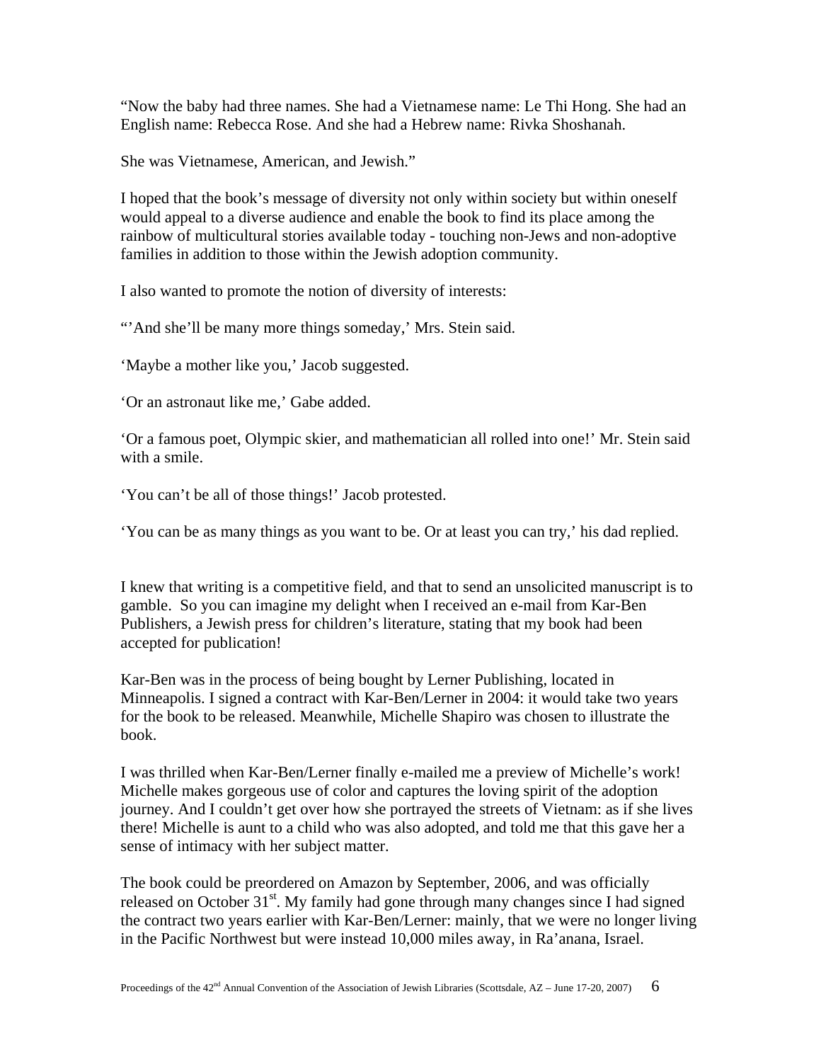"Now the baby had three names. She had a Vietnamese name: Le Thi Hong. She had an English name: Rebecca Rose. And she had a Hebrew name: Rivka Shoshanah.

She was Vietnamese, American, and Jewish."

I hoped that the book's message of diversity not only within society but within oneself would appeal to a diverse audience and enable the book to find its place among the rainbow of multicultural stories available today - touching non-Jews and non-adoptive families in addition to those within the Jewish adoption community.

I also wanted to promote the notion of diversity of interests:

"'And she'll be many more things someday,' Mrs. Stein said.

'Maybe a mother like you,' Jacob suggested.

'Or an astronaut like me,' Gabe added.

'Or a famous poet, Olympic skier, and mathematician all rolled into one!' Mr. Stein said with a smile.

'You can't be all of those things!' Jacob protested.

'You can be as many things as you want to be. Or at least you can try,' his dad replied.

I knew that writing is a competitive field, and that to send an unsolicited manuscript is to gamble. So you can imagine my delight when I received an e-mail from Kar-Ben Publishers, a Jewish press for children's literature, stating that my book had been accepted for publication!

Kar-Ben was in the process of being bought by Lerner Publishing, located in Minneapolis. I signed a contract with Kar-Ben/Lerner in 2004: it would take two years for the book to be released. Meanwhile, Michelle Shapiro was chosen to illustrate the book.

I was thrilled when Kar-Ben/Lerner finally e-mailed me a preview of Michelle's work! Michelle makes gorgeous use of color and captures the loving spirit of the adoption journey. And I couldn't get over how she portrayed the streets of Vietnam: as if she lives there! Michelle is aunt to a child who was also adopted, and told me that this gave her a sense of intimacy with her subject matter.

The book could be preordered on Amazon by September, 2006, and was officially released on October 31st. My family had gone through many changes since I had signed the contract two years earlier with Kar-Ben/Lerner: mainly, that we were no longer living in the Pacific Northwest but were instead 10,000 miles away, in Ra'anana, Israel.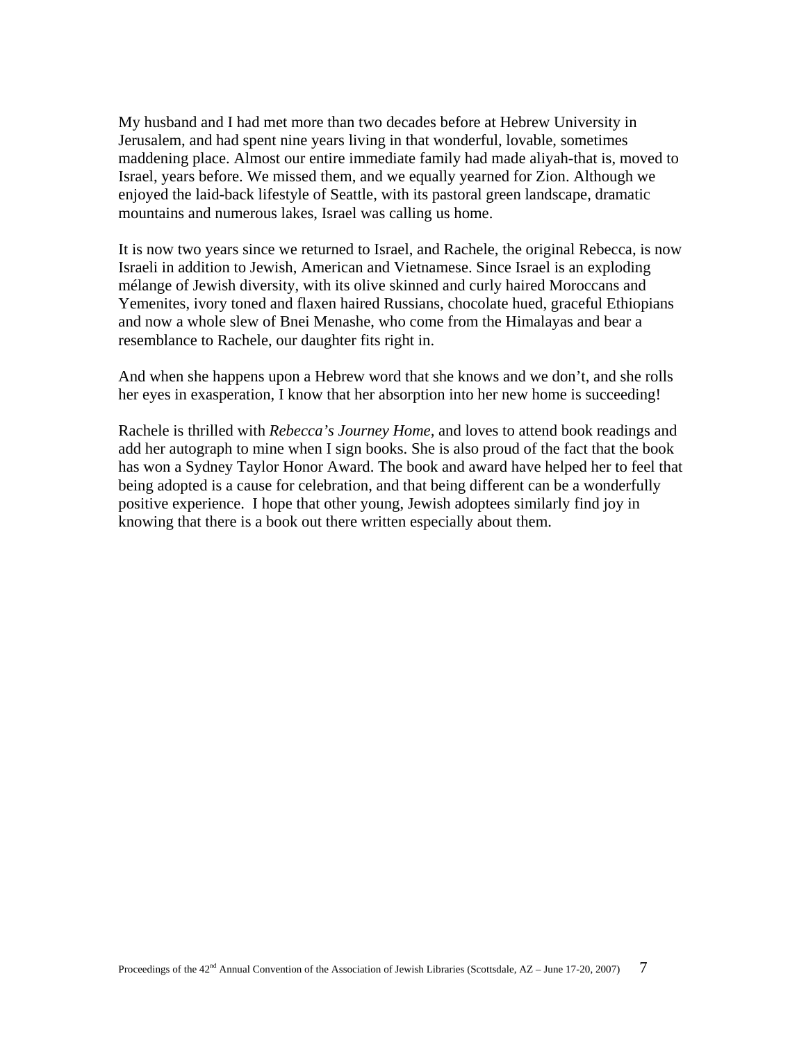My husband and I had met more than two decades before at Hebrew University in Jerusalem, and had spent nine years living in that wonderful, lovable, sometimes maddening place. Almost our entire immediate family had made aliyah-that is, moved to Israel, years before. We missed them, and we equally yearned for Zion. Although we enjoyed the laid-back lifestyle of Seattle, with its pastoral green landscape, dramatic mountains and numerous lakes, Israel was calling us home.

It is now two years since we returned to Israel, and Rachele, the original Rebecca, is now Israeli in addition to Jewish, American and Vietnamese. Since Israel is an exploding mélange of Jewish diversity, with its olive skinned and curly haired Moroccans and Yemenites, ivory toned and flaxen haired Russians, chocolate hued, graceful Ethiopians and now a whole slew of Bnei Menashe, who come from the Himalayas and bear a resemblance to Rachele, our daughter fits right in.

And when she happens upon a Hebrew word that she knows and we don't, and she rolls her eyes in exasperation, I know that her absorption into her new home is succeeding!

Rachele is thrilled with *Rebecca's Journey Home*, and loves to attend book readings and add her autograph to mine when I sign books. She is also proud of the fact that the book has won a Sydney Taylor Honor Award. The book and award have helped her to feel that being adopted is a cause for celebration, and that being different can be a wonderfully positive experience. I hope that other young, Jewish adoptees similarly find joy in knowing that there is a book out there written especially about them.